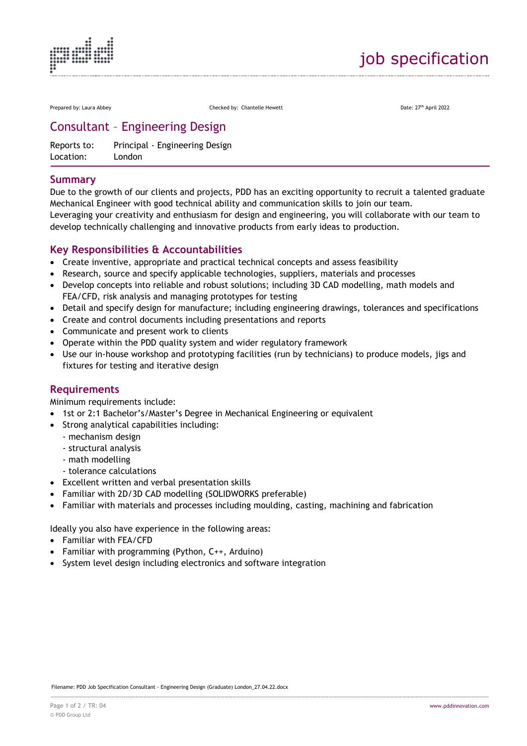# job specification

Prepared by: Laura Abbey    Checked by: Chantelle Hewett    Date: 27th April 2022

## Consultant – Engineering Design

Reports to: Principal - Engineering Design
Location: London

### Summary

Due to the growth of our clients and projects, PDD has an exciting opportunity to recruit a talented graduate Mechanical Engineer with good technical ability and communication skills to join our team.
Leveraging your creativity and enthusiasm for design and engineering, you will collaborate with our team to develop technically challenging and innovative products from early ideas to production.

### Key Responsibilities & Accountabilities

- Create inventive, appropriate and practical technical concepts and assess feasibility
- Research, source and specify applicable technologies, suppliers, materials and processes
- Develop concepts into reliable and robust solutions; including 3D CAD modelling, math models and FEA/CFD, risk analysis and managing prototypes for testing
- Detail and specify design for manufacture; including engineering drawings, tolerances and specifications
- Create and control documents including presentations and reports
- Communicate and present work to clients
- Operate within the PDD quality system and wider regulatory framework
- Use our in-house workshop and prototyping facilities (run by technicians) to produce models, jigs and fixtures for testing and iterative design

### Requirements

Minimum requirements include:

- 1st or 2:1 Bachelor's/Master's Degree in Mechanical Engineering or equivalent
- Strong analytical capabilities including:
  - mechanism design
  - structural analysis
  - math modelling
  - tolerance calculations
- Excellent written and verbal presentation skills
- Familiar with 2D/3D CAD modelling (SOLIDWORKS preferable)
- Familiar with materials and processes including moulding, casting, machining and fabrication

Ideally you also have experience in the following areas:

- Familiar with FEA/CFD
- Familiar with programming (Python, C++, Arduino)
- System level design including electronics and software integration

Filename: PDD Job Specification Consultant - Engineering Design (Graduate) London_27.04.22.docx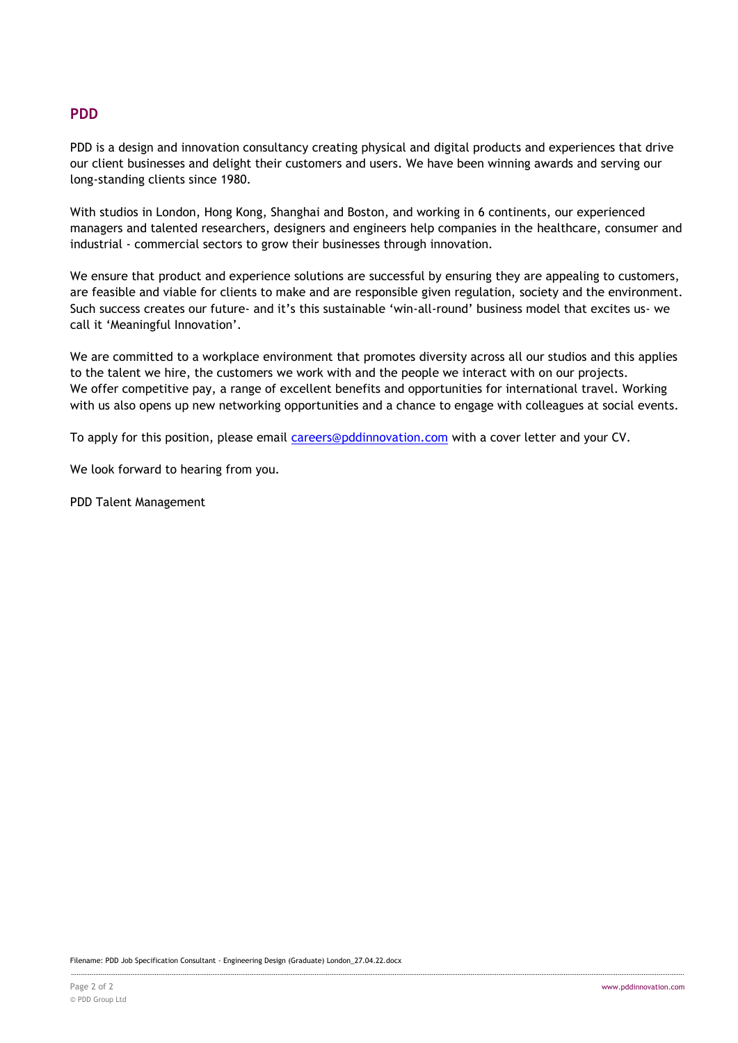## PDD

PDD is a design and innovation consultancy creating physical and digital products and experiences that drive our client businesses and delight their customers and users. We have been winning awards and serving our long-standing clients since 1980.

With studios in London, Hong Kong, Shanghai and Boston, and working in 6 continents, our experienced managers and talented researchers, designers and engineers help companies in the healthcare, consumer and industrial - commercial sectors to grow their businesses through innovation.

We ensure that product and experience solutions are successful by ensuring they are appealing to customers, are feasible and viable for clients to make and are responsible given regulation, society and the environment. Such success creates our future- and it's this sustainable 'win-all-round' business model that excites us- we call it 'Meaningful Innovation'.

We are committed to a workplace environment that promotes diversity across all our studios and this applies to the talent we hire, the customers we work with and the people we interact with on our projects.
We offer competitive pay, a range of excellent benefits and opportunities for international travel. Working with us also opens up new networking opportunities and a chance to engage with colleagues at social events.

To apply for this position, please email careers@pddinnovation.com with a cover letter and your CV.

We look forward to hearing from you.

PDD Talent Management